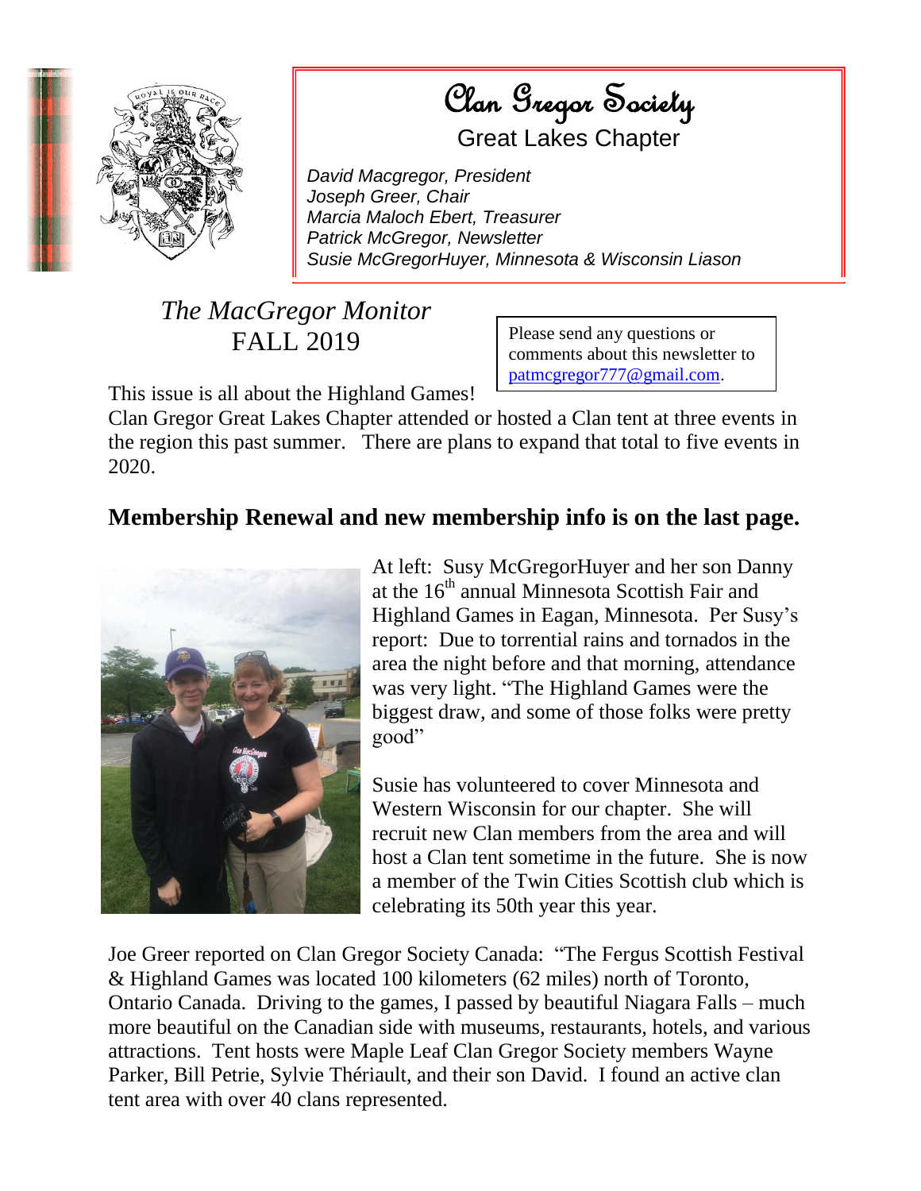# Clan Gregor Society

## Great Lakes Chapter

*David Macgregor, President*
*Joseph Greer, Chair*
*Marcia Maloch Ebert, Treasurer*
*Patrick McGregor, Newsletter*
*Susie McGregorHuyer, Minnesota & Wisconsin Liason*

*The MacGregor Monitor*
FALL 2019

Please send any questions or comments about this newsletter to patmcgregor777@gmail.com.

This issue is all about the Highland Games!
Clan Gregor Great Lakes Chapter attended or hosted a Clan tent at three events in the region this past summer. There are plans to expand that total to five events in 2020.

**Membership Renewal and new membership info is on the last page.**

At left: Susy McGregorHuyer and her son Danny at the 16th annual Minnesota Scottish Fair and Highland Games in Eagan, Minnesota. Per Susy's report: Due to torrential rains and tornados in the area the night before and that morning, attendance was very light. "The Highland Games were the biggest draw, and some of those folks were pretty good"

Susie has volunteered to cover Minnesota and Western Wisconsin for our chapter. She will recruit new Clan members from the area and will host a Clan tent sometime in the future. She is now a member of the Twin Cities Scottish club which is celebrating its 50th year this year.

Joe Greer reported on Clan Gregor Society Canada: "The Fergus Scottish Festival & Highland Games was located 100 kilometers (62 miles) north of Toronto, Ontario Canada. Driving to the games, I passed by beautiful Niagara Falls – much more beautiful on the Canadian side with museums, restaurants, hotels, and various attractions. Tent hosts were Maple Leaf Clan Gregor Society members Wayne Parker, Bill Petrie, Sylvie Thériault, and their son David. I found an active clan tent area with over 40 clans represented.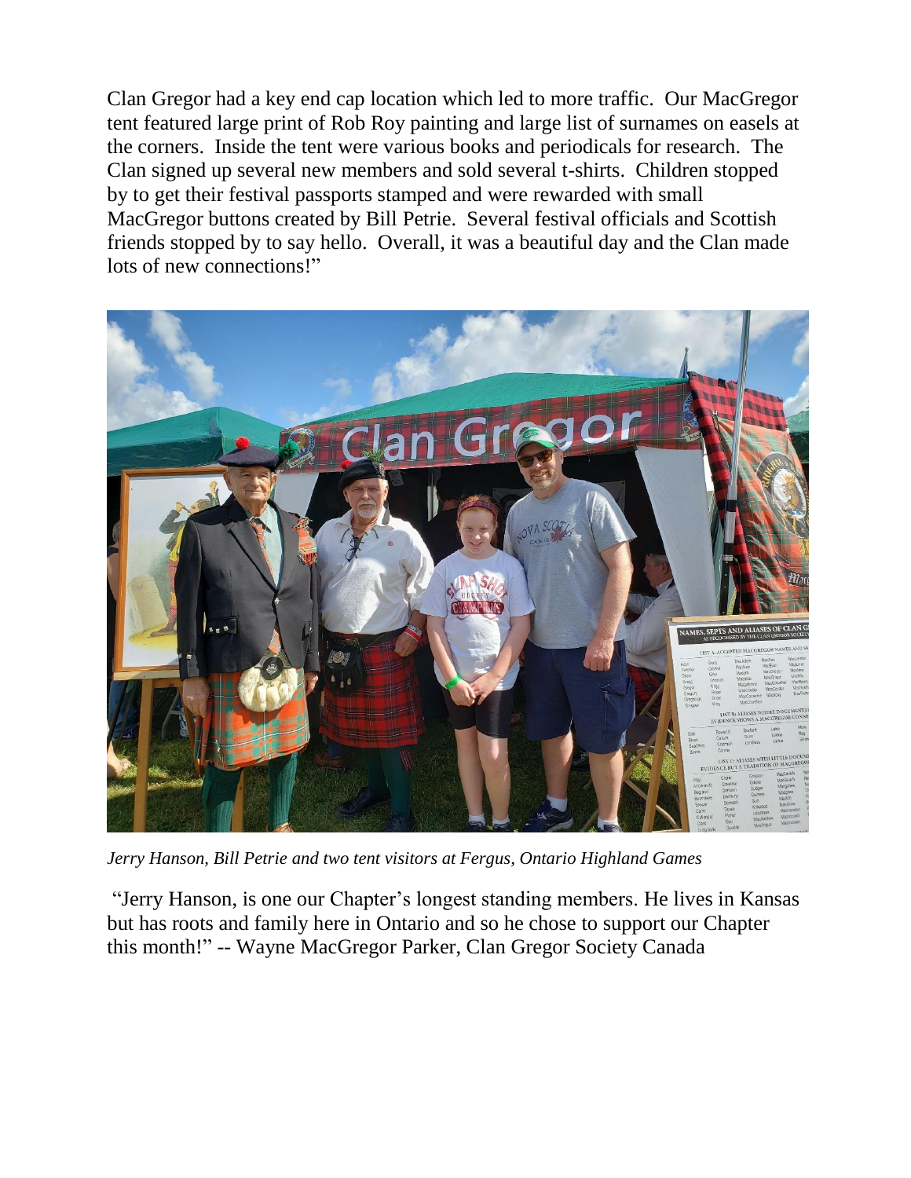Clan Gregor had a key end cap location which led to more traffic. Our MacGregor tent featured large print of Rob Roy painting and large list of surnames on easels at the corners. Inside the tent were various books and periodicals for research. The Clan signed up several new members and sold several t-shirts. Children stopped by to get their festival passports stamped and were rewarded with small MacGregor buttons created by Bill Petrie. Several festival officials and Scottish friends stopped by to say hello. Overall, it was a beautiful day and the Clan made lots of new connections!"

*Jerry Hanson, Bill Petrie and two tent visitors at Fergus, Ontario Highland Games*

"Jerry Hanson, is one our Chapter's longest standing members. He lives in Kansas but has roots and family here in Ontario and so he chose to support our Chapter this month!" -- Wayne MacGregor Parker, Clan Gregor Society Canada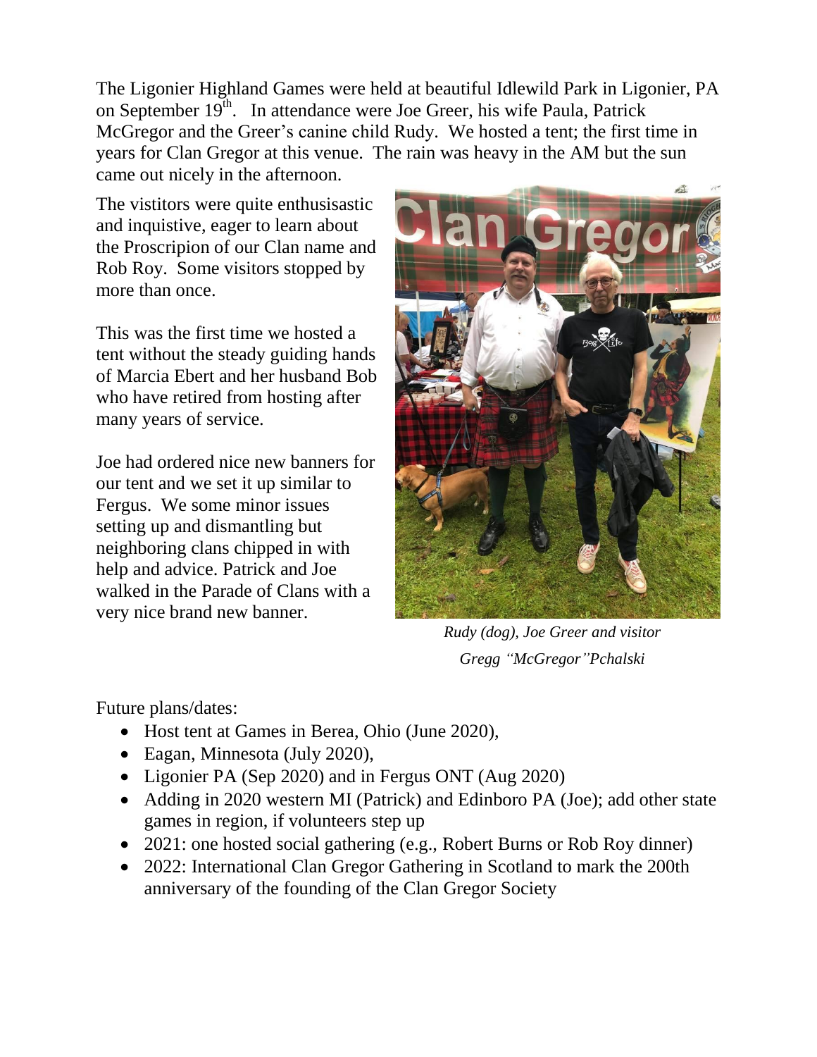The Ligonier Highland Games were held at beautiful Idlewild Park in Ligonier, PA on September 19th. In attendance were Joe Greer, his wife Paula, Patrick McGregor and the Greer's canine child Rudy. We hosted a tent; the first time in years for Clan Gregor at this venue. The rain was heavy in the AM but the sun came out nicely in the afternoon.

The vistitors were quite enthusisastic and inquistive, eager to learn about the Proscripion of our Clan name and Rob Roy. Some visitors stopped by more than once.

This was the first time we hosted a tent without the steady guiding hands of Marcia Ebert and her husband Bob who have retired from hosting after many years of service.

Joe had ordered nice new banners for our tent and we set it up similar to Fergus. We some minor issues setting up and dismantling but neighboring clans chipped in with help and advice. Patrick and Joe walked in the Parade of Clans with a very nice brand new banner.

*Rudy (dog), Joe Greer and visitor Gregg "McGregor"Pchalski*

Future plans/dates:

- Host tent at Games in Berea, Ohio (June 2020),
- Eagan, Minnesota (July 2020),
- Ligonier PA (Sep 2020) and in Fergus ONT (Aug 2020)
- Adding in 2020 western MI (Patrick) and Edinboro PA (Joe); add other state games in region, if volunteers step up
- 2021: one hosted social gathering (e.g., Robert Burns or Rob Roy dinner)
- 2022: International Clan Gregor Gathering in Scotland to mark the 200th anniversary of the founding of the Clan Gregor Society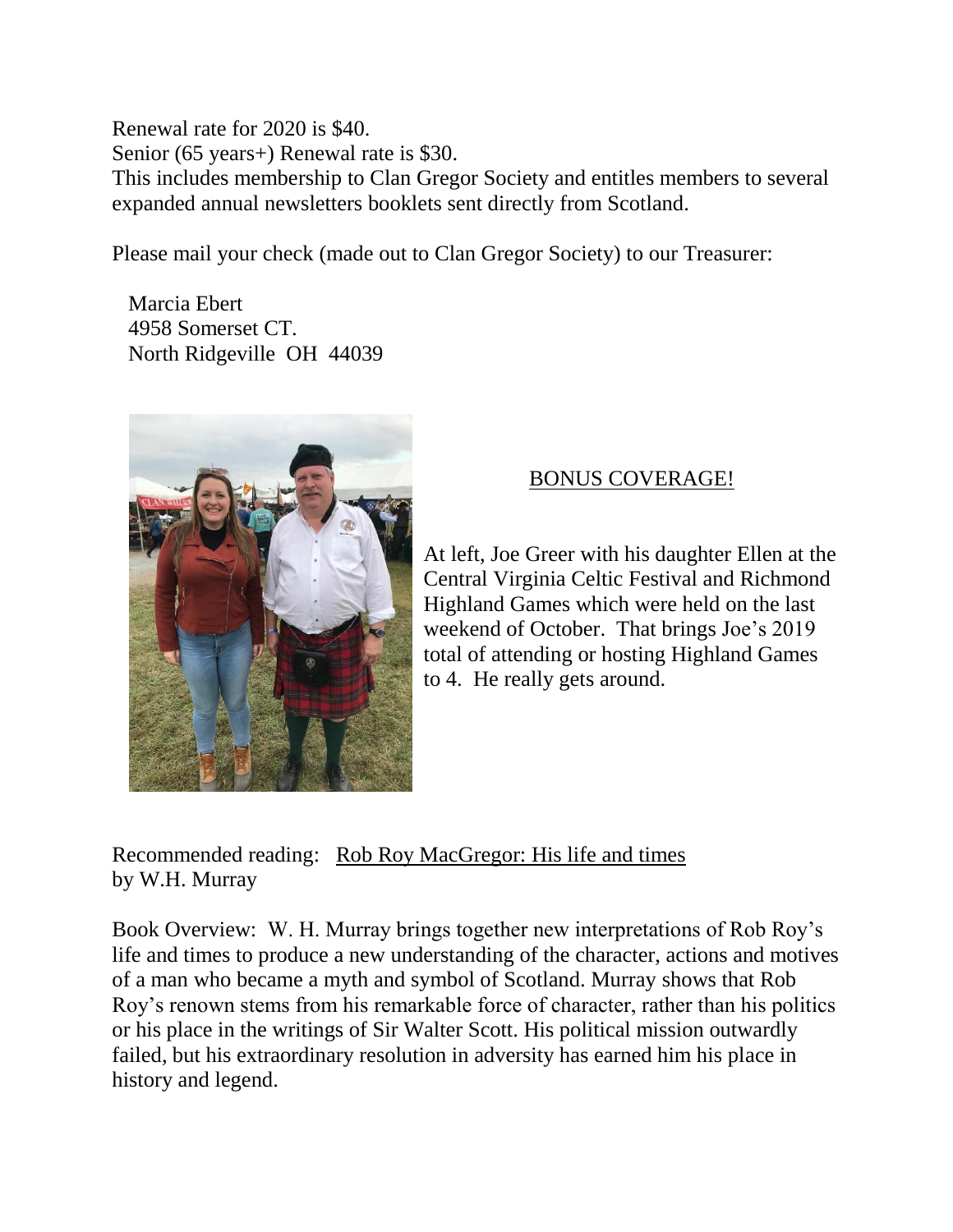Renewal rate for 2020 is $40.
Senior (65 years+) Renewal rate is $30.
This includes membership to Clan Gregor Society and entitles members to several expanded annual newsletters booklets sent directly from Scotland.

Please mail your check (made out to Clan Gregor Society) to our Treasurer:

Marcia Ebert
4958 Somerset CT.
North Ridgeville OH 44039

BONUS COVERAGE!

At left, Joe Greer with his daughter Ellen at the Central Virginia Celtic Festival and Richmond Highland Games which were held on the last weekend of October. That brings Joe's 2019 total of attending or hosting Highland Games to 4. He really gets around.

Recommended reading: Rob Roy MacGregor: His life and times
by W.H. Murray

Book Overview: W. H. Murray brings together new interpretations of Rob Roy's life and times to produce a new understanding of the character, actions and motives of a man who became a myth and symbol of Scotland. Murray shows that Rob Roy's renown stems from his remarkable force of character, rather than his politics or his place in the writings of Sir Walter Scott. His political mission outwardly failed, but his extraordinary resolution in adversity has earned him his place in history and legend.